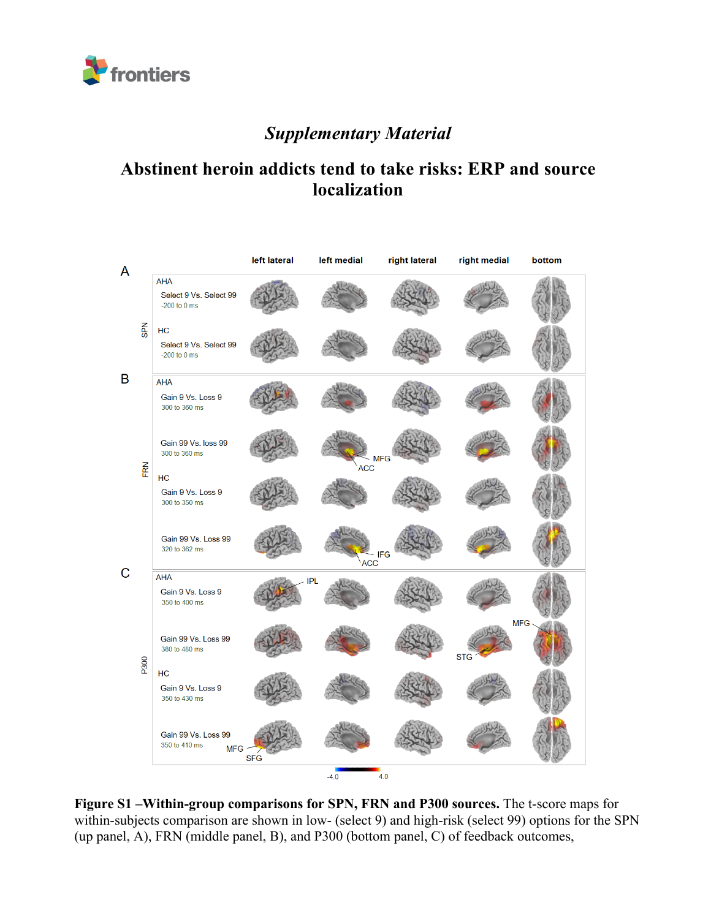## *Supplementary Material*

# Abstinent heroin addicts tend to take risks: ERP and source localization

**Figure S1 –Within-group comparisons for SPN, FRN and P300 sources.** The t-score maps for within-subjects comparison are shown in low- (select 9) and high-risk (select 99) options for the SPN (up panel, A), FRN (middle panel, B), and P300 (bottom panel, C) of feedback outcomes,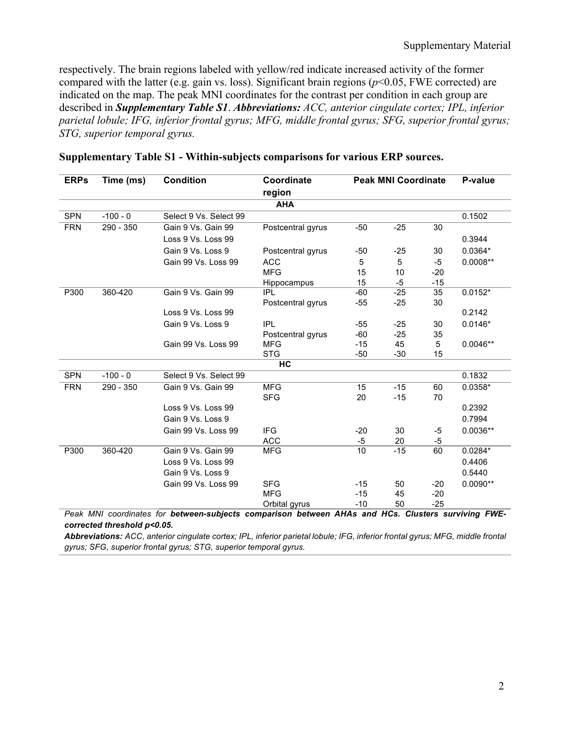respectively. The brain regions labeled with yellow/red indicate increased activity of the former compared with the latter (e.g. gain vs. loss). Significant brain regions ($p$<0.05, FWE corrected) are indicated on the map. The peak MNI coordinates for the contrast per condition in each group are described in ***Supplementary Table S1***. ***Abbreviations:*** *ACC, anterior cingulate cortex; IPL, inferior parietal lobule; IFG, inferior frontal gyrus; MFG, middle frontal gyrus; SFG, superior frontal gyrus; STG, superior temporal gyrus.*

**Supplementary Table S1 - Within-subjects comparisons for various ERP sources.**

| ERPs | Time (ms) | Condition | Coordinate region | Peak MNI Coordinate | | | P-value |
|---|---|---|---|---|---|---|---|
| | | | **AHA** | | | | |
| SPN | -100 - 0 | Select 9 Vs. Select 99 | | | | | 0.1502 |
| FRN | 290 - 350 | Gain 9 Vs. Gain 99 | Postcentral gyrus | -50 | -25 | 30 | |
| | | Loss 9 Vs. Loss 99 | | | | | 0.3944 |
| | | Gain 9 Vs. Loss 9 | Postcentral gyrus | -50 | -25 | 30 | 0.0364* |
| | | Gain 99 Vs. Loss 99 | ACC | 5 | 5 | -5 | 0.0008** |
| | | | MFG | 15 | 10 | -20 | |
| | | | Hippocampus | 15 | -5 | -15 | |
| P300 | 360-420 | Gain 9 Vs. Gain 99 | IPL | -60 | -25 | 35 | 0.0152* |
| | | | Postcentral gyrus | -55 | -25 | 30 | |
| | | Loss 9 Vs. Loss 99 | | | | | 0.2142 |
| | | Gain 9 Vs. Loss 9 | IPL | -55 | -25 | 30 | 0.0146* |
| | | | Postcentral gyrus | -60 | -25 | 35 | |
| | | Gain 99 Vs. Loss 99 | MFG | -15 | 45 | 5 | 0.0046** |
| | | | STG | -50 | -30 | 15 | |
| | | | **HC** | | | | |
| SPN | -100 - 0 | Select 9 Vs. Select 99 | | | | | 0.1832 |
| FRN | 290 - 350 | Gain 9 Vs. Gain 99 | MFG | 15 | -15 | 60 | 0.0358* |
| | | | SFG | 20 | -15 | 70 | |
| | | Loss 9 Vs. Loss 99 | | | | | 0.2392 |
| | | Gain 9 Vs. Loss 9 | | | | | 0.7994 |
| | | Gain 99 Vs. Loss 99 | IFG | -20 | 30 | -5 | 0.0036** |
| | | | ACC | -5 | 20 | -5 | |
| P300 | 360-420 | Gain 9 Vs. Gain 99 | MFG | 10 | -15 | 60 | 0.0284* |
| | | Loss 9 Vs. Loss 99 | | | | | 0.4406 |
| | | Gain 9 Vs. Loss 9 | | | | | 0.5440 |
| | | Gain 99 Vs. Loss 99 | SFG | -15 | 50 | -20 | 0.0090** |
| | | | MFG | -15 | 45 | -20 | |
| | | | Orbital gyrus | -10 | 50 | -25 | |

*Peak MNI coordinates for* ***between-subjects comparison between AHAs and HCs. Clusters surviving FWE-corrected threshold p<0.05.***

***Abbreviations:*** *ACC, anterior cingulate cortex; IPL, inferior parietal lobule; IFG, inferior frontal gyrus; MFG, middle frontal gyrus; SFG, superior frontal gyrus; STG, superior temporal gyrus.*